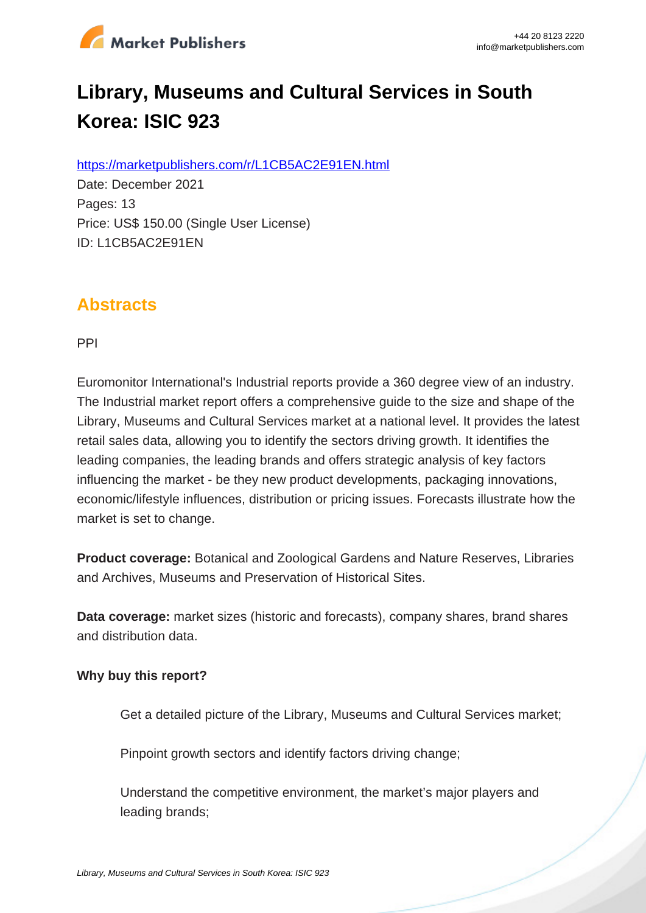# Library, Museums and Cultural Services in South Korea: ISIC 923

https://marketpublishers.com/r/L1CB5AC2E91EN.html

Date: December 2021

Pages: 13

Price: US$ 150.00 (Single User License)

ID: L1CB5AC2E91EN

## Abstracts

PPI

Euromonitor International's Industrial reports provide a 360 degree view of an industry. The Industrial market report offers a comprehensive guide to the size and shape of the Library, Museums and Cultural Services market at a national level. It provides the latest retail sales data, allowing you to identify the sectors driving growth. It identifies the leading companies, the leading brands and offers strategic analysis of key factors influencing the market - be they new product developments, packaging innovations, economic/lifestyle influences, distribution or pricing issues. Forecasts illustrate how the market is set to change.

**Product coverage:** Botanical and Zoological Gardens and Nature Reserves, Libraries and Archives, Museums and Preservation of Historical Sites.

**Data coverage:** market sizes (historic and forecasts), company shares, brand shares and distribution data.

**Why buy this report?**

- Get a detailed picture of the Library, Museums and Cultural Services market;
- Pinpoint growth sectors and identify factors driving change;
- Understand the competitive environment, the market's major players and leading brands;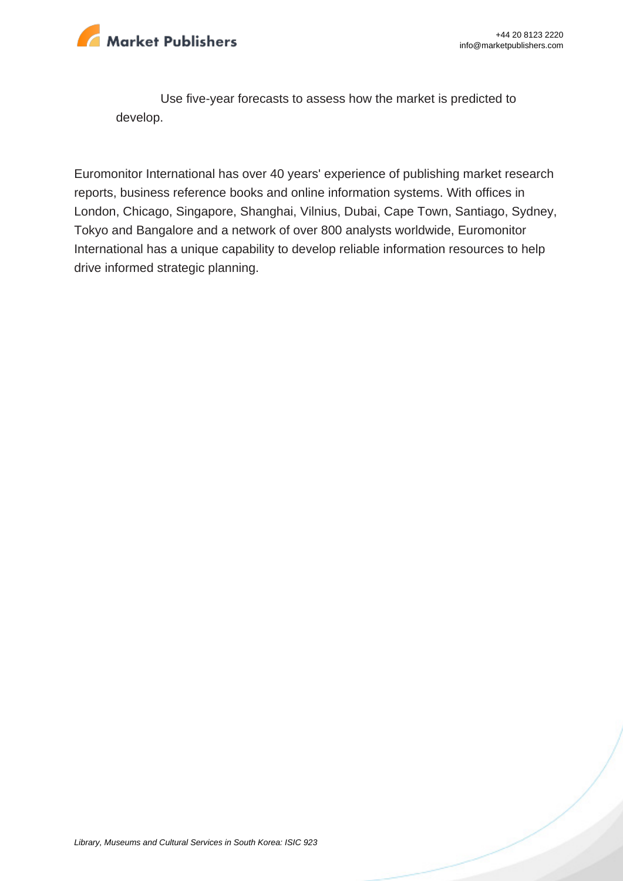Use five-year forecasts to assess how the market is predicted to develop.

Euromonitor International has over 40 years' experience of publishing market research reports, business reference books and online information systems. With offices in London, Chicago, Singapore, Shanghai, Vilnius, Dubai, Cape Town, Santiago, Sydney, Tokyo and Bangalore and a network of over 800 analysts worldwide, Euromonitor International has a unique capability to develop reliable information resources to help drive informed strategic planning.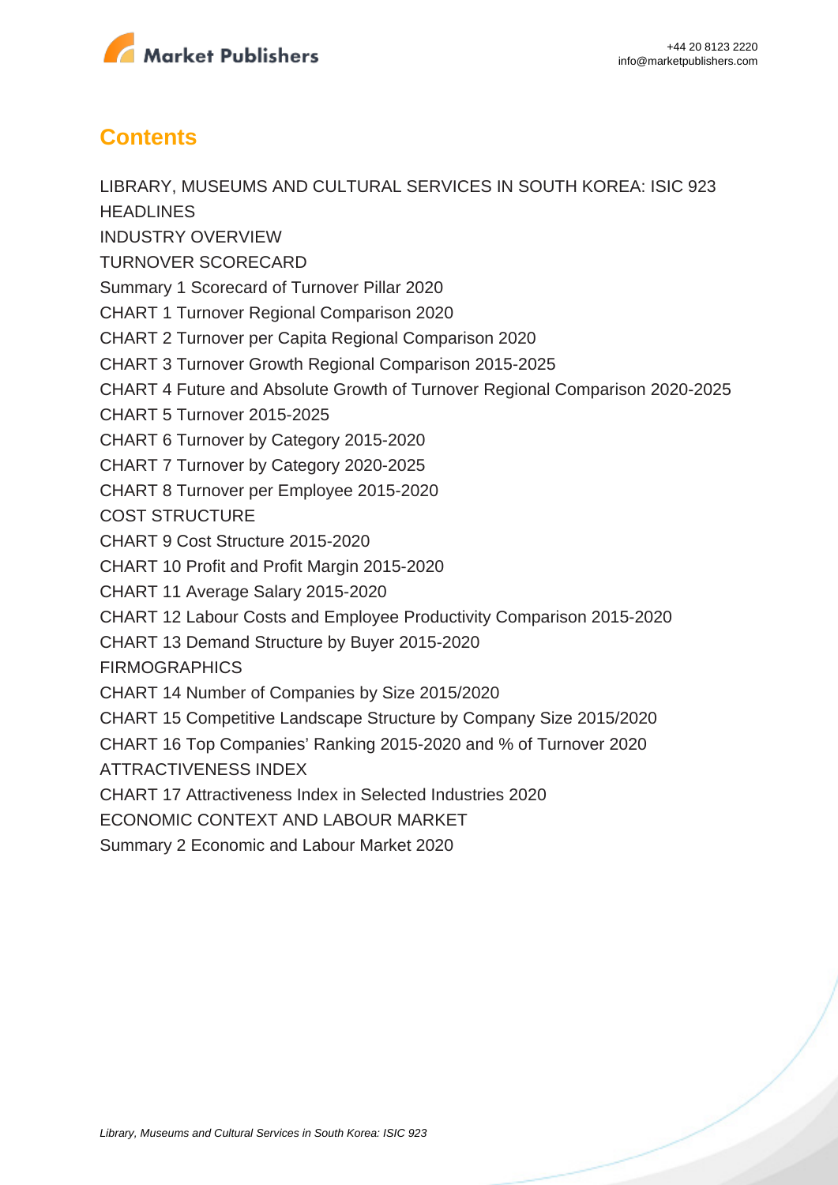## Contents

LIBRARY, MUSEUMS AND CULTURAL SERVICES IN SOUTH KOREA: ISIC 923

HEADLINES

INDUSTRY OVERVIEW

TURNOVER SCORECARD

Summary 1 Scorecard of Turnover Pillar 2020

CHART 1 Turnover Regional Comparison 2020

CHART 2 Turnover per Capita Regional Comparison 2020

CHART 3 Turnover Growth Regional Comparison 2015-2025

CHART 4 Future and Absolute Growth of Turnover Regional Comparison 2020-2025

CHART 5 Turnover 2015-2025

CHART 6 Turnover by Category 2015-2020

CHART 7 Turnover by Category 2020-2025

CHART 8 Turnover per Employee 2015-2020

COST STRUCTURE

CHART 9 Cost Structure 2015-2020

CHART 10 Profit and Profit Margin 2015-2020

CHART 11 Average Salary 2015-2020

CHART 12 Labour Costs and Employee Productivity Comparison 2015-2020

CHART 13 Demand Structure by Buyer 2015-2020

FIRMOGRAPHICS

CHART 14 Number of Companies by Size 2015/2020

CHART 15 Competitive Landscape Structure by Company Size 2015/2020

CHART 16 Top Companies' Ranking 2015-2020 and % of Turnover 2020

ATTRACTIVENESS INDEX

CHART 17 Attractiveness Index in Selected Industries 2020

ECONOMIC CONTEXT AND LABOUR MARKET

Summary 2 Economic and Labour Market 2020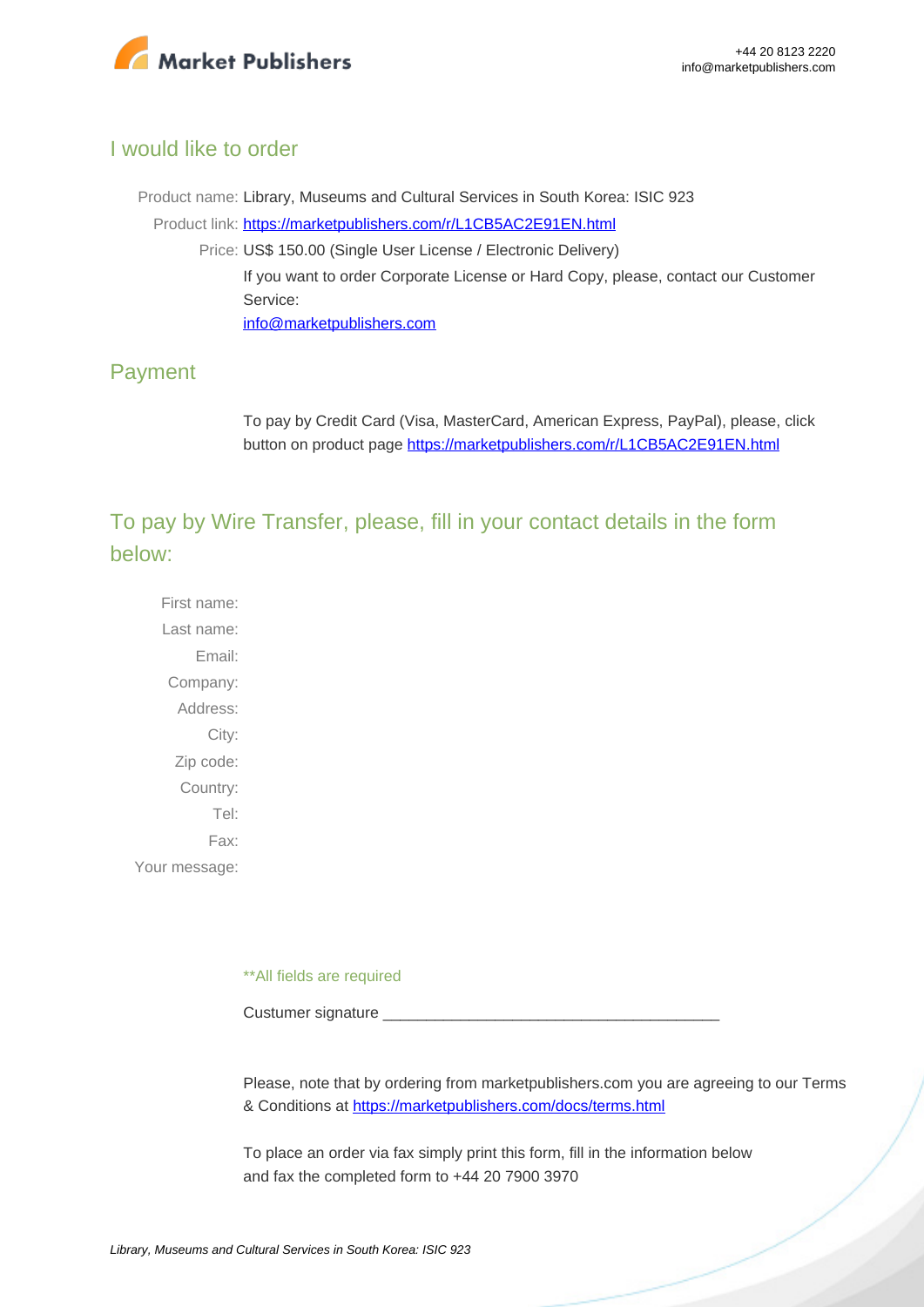## I would like to order

Product name: Library, Museums and Cultural Services in South Korea: ISIC 923

Product link: [https://marketpublishers.com/r/L1CB5AC2E91EN.html](https://marketpublishers.com/r/L1CB5AC2E91EN.html)

Price: US$ 150.00 (Single User License / Electronic Delivery)

If you want to order Corporate License or Hard Copy, please, contact our Customer Service:

[info@marketpublishers.com](mailto:info@marketpublishers.com)

## Payment

To pay by Credit Card (Visa, MasterCard, American Express, PayPal), please, click button on product page [https://marketpublishers.com/r/L1CB5AC2E91EN.html](https://marketpublishers.com/r/L1CB5AC2E91EN.html)

## To pay by Wire Transfer, please, fill in your contact details in the form below:

First name:

Last name:

Email:

Company:

Address:

City:

Zip code:

Country:

Tel:

Fax:

Your message:

**All fields are required

Custumer signature _______________________________________

Please, note that by ordering from marketpublishers.com you are agreeing to our Terms & Conditions at [https://marketpublishers.com/docs/terms.html](https://marketpublishers.com/docs/terms.html)

To place an order via fax simply print this form, fill in the information below and fax the completed form to +44 20 7900 3970